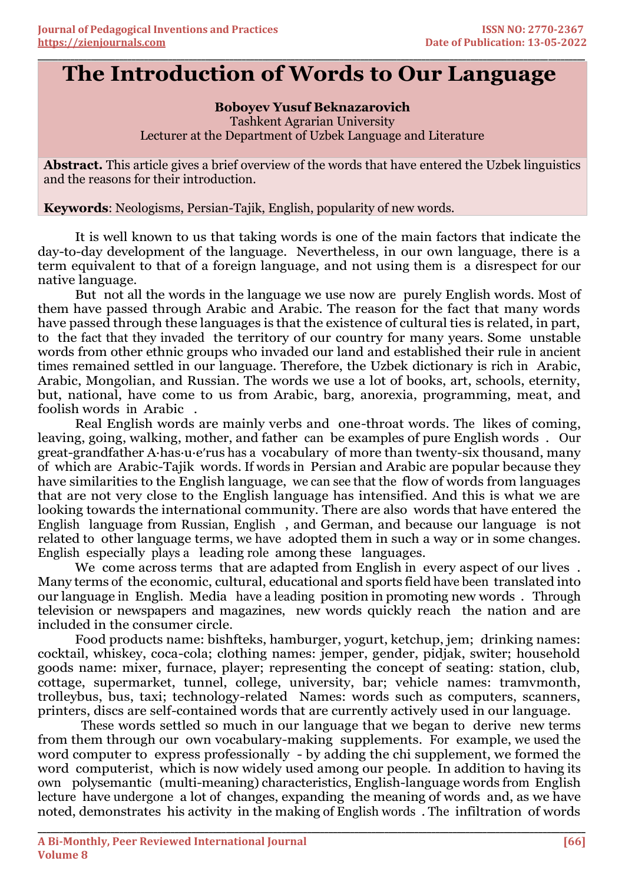# The Introduction of Words to Our Language

**Boboyev Yusuf Beknazarovich**
Tashkent Agrarian University
Lecturer at the Department of Uzbek Language and Literature

**Abstract.** This article gives a brief overview of the words that have entered the Uzbek linguistics and the reasons for their introduction.

**Keywords**: Neologisms, Persian-Tajik, English, popularity of new words.

It is well known to us that taking words is one of the main factors that indicate the day-to-day development of the language. Nevertheless, in our own language, there is a term equivalent to that of a foreign language, and not using them is a disrespect for our native language.

But not all the words in the language we use now are purely English words. Most of them have passed through Arabic and Arabic. The reason for the fact that many words have passed through these languages is that the existence of cultural ties is related, in part, to the fact that they invaded the territory of our country for many years. Some unstable words from other ethnic groups who invaded our land and established their rule in ancient times remained settled in our language. Therefore, the Uzbek dictionary is rich in Arabic, Arabic, Mongolian, and Russian. The words we use a lot of books, art, schools, eternity, but, national, have come to us from Arabic, barg, anorexia, programming, meat, and foolish words in Arabic .

Real English words are mainly verbs and one-throat words. The likes of coming, leaving, going, walking, mother, and father can be examples of pure English words . Our great-grandfather A·has·u·e′rus has a vocabulary of more than twenty-six thousand, many of which are Arabic-Tajik words. If words in Persian and Arabic are popular because they have similarities to the English language, we can see that the flow of words from languages that are not very close to the English language has intensified. And this is what we are looking towards the international community. There are also words that have entered the English language from Russian, English , and German, and because our language is not related to other language terms, we have adopted them in such a way or in some changes. English especially plays a leading role among these languages.

We come across terms that are adapted from English in every aspect of our lives . Many terms of the economic, cultural, educational and sports field have been translated into our language in English. Media have a leading position in promoting new words . Through television or newspapers and magazines, new words quickly reach the nation and are included in the consumer circle.

Food products name: bishfteks, hamburger, yogurt, ketchup, jem; drinking names: cocktail, whiskey, coca-cola; clothing names: jemper, gender, pidjak, switer; household goods name: mixer, furnace, player; representing the concept of seating: station, club, cottage, supermarket, tunnel, college, university, bar; vehicle names: tramvmonth, trolleybus, bus, taxi; technology-related Names: words such as computers, scanners, printers, discs are self-contained words that are currently actively used in our language.

These words settled so much in our language that we began to derive new terms from them through our own vocabulary-making supplements. For example, we used the word computer to express professionally - by adding the chi supplement, we formed the word computerist, which is now widely used among our people. In addition to having its own polysemantic (multi-meaning) characteristics, English-language words from English lecture have undergone a lot of changes, expanding the meaning of words and, as we have noted, demonstrates his activity in the making of English words . The infiltration of words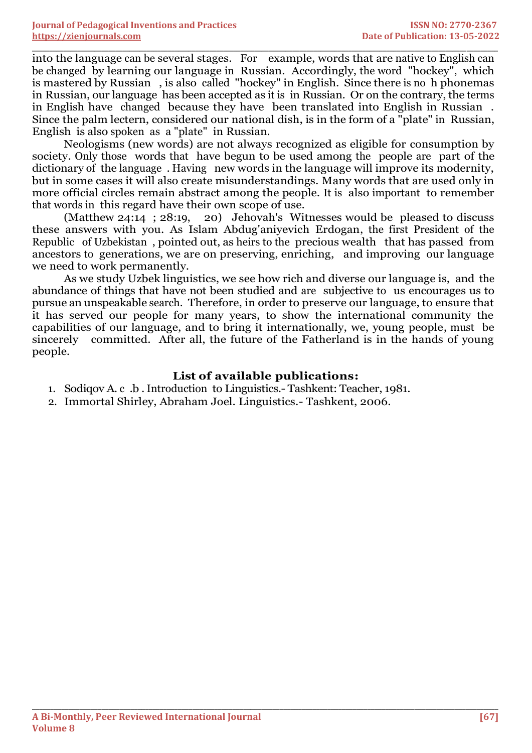into the language can be several stages. For example, words that are native to English can be changed by learning our language in Russian. Accordingly, the word "hockey", which is mastered by Russian , is also called "hockey" in English. Since there is no h phonemas in Russian, our language has been accepted as it is in Russian. Or on the contrary, the terms in English have changed because they have been translated into English in Russian . Since the palm lectern, considered our national dish, is in the form of a "plate" in Russian, English is also spoken as a "plate" in Russian.

Neologisms (new words) are not always recognized as eligible for consumption by society. Only those words that have begun to be used among the people are part of the dictionary of the language . Having new words in the language will improve its modernity, but in some cases it will also create misunderstandings. Many words that are used only in more official circles remain abstract among the people. It is also important to remember that words in this regard have their own scope of use.

(Matthew 24:14 ; 28:19, 20) Jehovah's Witnesses would be pleased to discuss these answers with you. As Islam Abdug'aniyevich Erdogan, the first President of the Republic of Uzbekistan , pointed out, as heirs to the precious wealth that has passed from ancestors to generations, we are on preserving, enriching, and improving our language we need to work permanently.

As we study Uzbek linguistics, we see how rich and diverse our language is, and the abundance of things that have not been studied and are subjective to us encourages us to pursue an unspeakable search. Therefore, in order to preserve our language, to ensure that it has served our people for many years, to show the international community the capabilities of our language, and to bring it internationally, we, young people, must be sincerely committed. After all, the future of the Fatherland is in the hands of young people.

## List of available publications:

1. Sodiqov A. c .b . Introduction to Linguistics.- Tashkent: Teacher, 1981.
2. Immortal Shirley, Abraham Joel. Linguistics.- Tashkent, 2006.